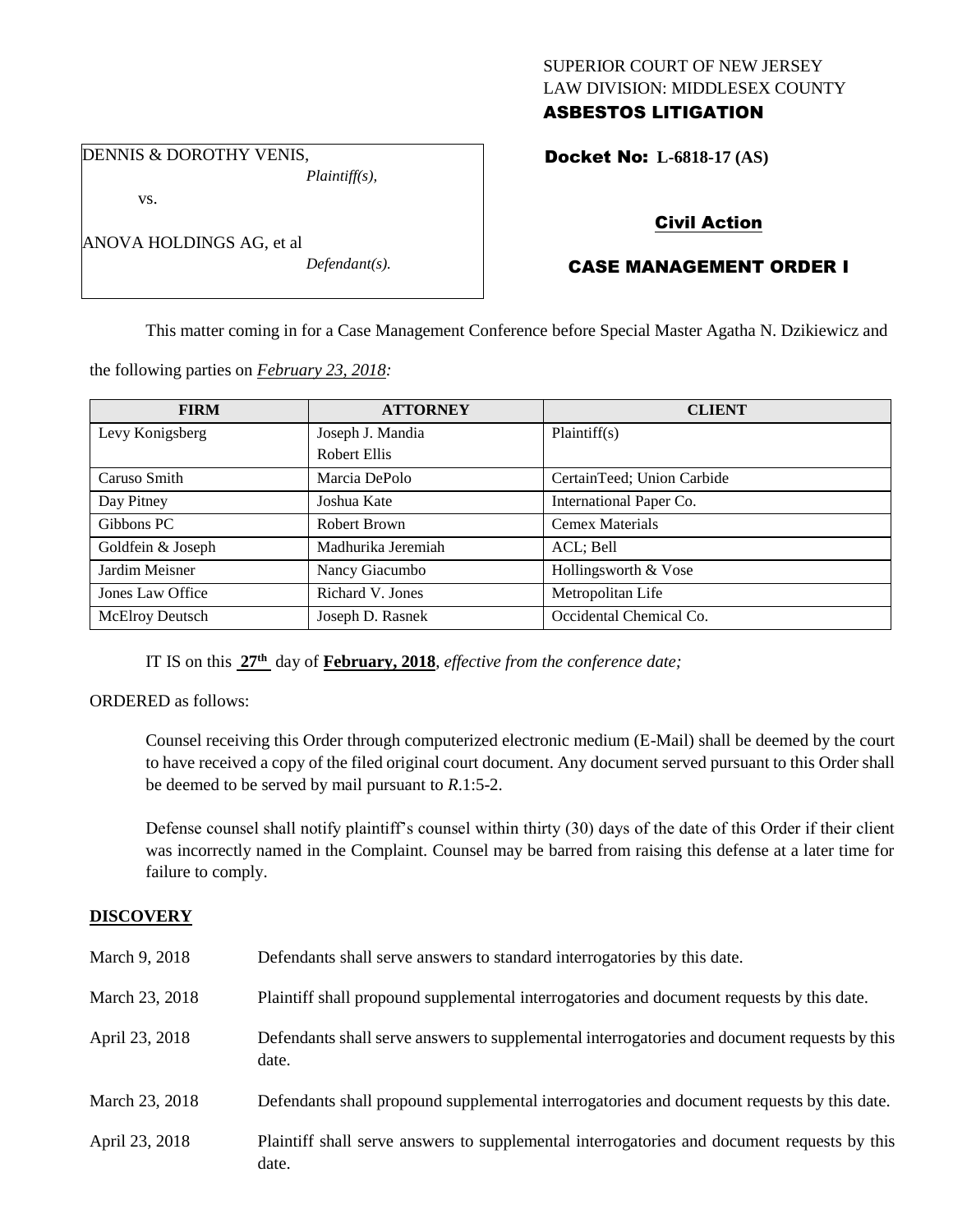SUPERIOR COURT OF NEW JERSEY
LAW DIVISION: MIDDLESEX COUNTY
**ASBESTOS LITIGATION**

DENNIS & DOROTHY VENIS,
*Plaintiff(s),*

vs.

ANOVA HOLDINGS AG, et al
*Defendant(s).*

**Docket No: L-6818-17 (AS)**

**Civil Action**

**CASE MANAGEMENT ORDER I**

This matter coming in for a Case Management Conference before Special Master Agatha N. Dzikiewicz and the following parties on *February 23, 2018:*

| FIRM | ATTORNEY | CLIENT |
|---|---|---|
| Levy Konigsberg | Joseph J. Mandia<br>Robert Ellis | Plaintiff(s) |
| Caruso Smith | Marcia DePolo | CertainTeed; Union Carbide |
| Day Pitney | Joshua Kate | International Paper Co. |
| Gibbons PC | Robert Brown | Cemex Materials |
| Goldfein & Joseph | Madhurika Jeremiah | ACL; Bell |
| Jardim Meisner | Nancy Giacumbo | Hollingsworth & Vose |
| Jones Law Office | Richard V. Jones | Metropolitan Life |
| McElroy Deutsch | Joseph D. Rasnek | Occidental Chemical Co. |

IT IS on this **27th** day of **February, 2018**, *effective from the conference date;*

ORDERED as follows:

Counsel receiving this Order through computerized electronic medium (E-Mail) shall be deemed by the court to have received a copy of the filed original court document. Any document served pursuant to this Order shall be deemed to be served by mail pursuant to *R*.1:5-2.

Defense counsel shall notify plaintiff's counsel within thirty (30) days of the date of this Order if their client was incorrectly named in the Complaint. Counsel may be barred from raising this defense at a later time for failure to comply.

**DISCOVERY**

| | |
|---|---|
| March 9, 2018 | Defendants shall serve answers to standard interrogatories by this date. |
| March 23, 2018 | Plaintiff shall propound supplemental interrogatories and document requests by this date. |
| April 23, 2018 | Defendants shall serve answers to supplemental interrogatories and document requests by this date. |
| March 23, 2018 | Defendants shall propound supplemental interrogatories and document requests by this date. |
| April 23, 2018 | Plaintiff shall serve answers to supplemental interrogatories and document requests by this date. |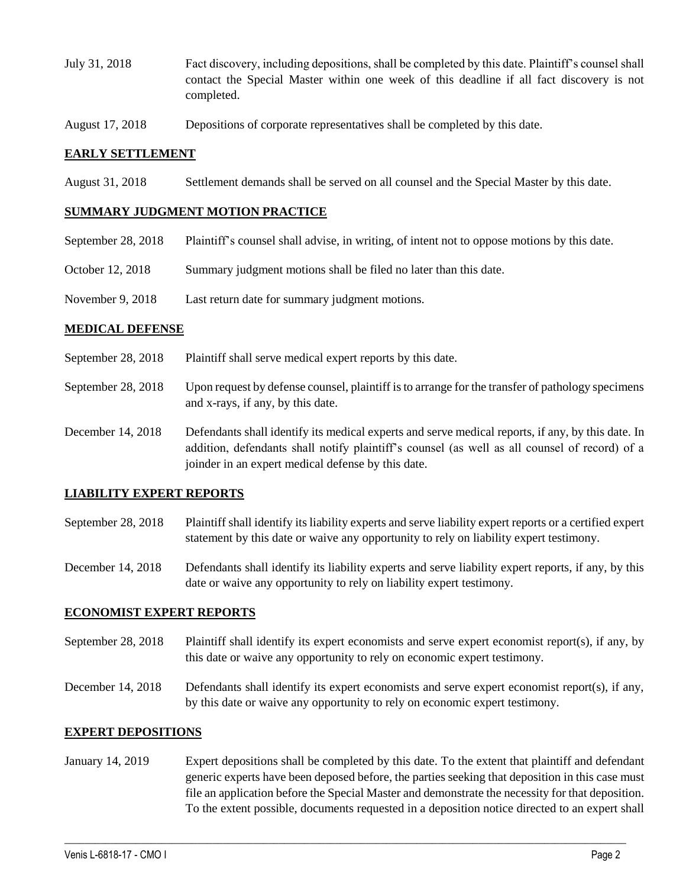July 31, 2018 Fact discovery, including depositions, shall be completed by this date. Plaintiff's counsel shall contact the Special Master within one week of this deadline if all fact discovery is not completed.

August 17, 2018 Depositions of corporate representatives shall be completed by this date.

**EARLY SETTLEMENT**

August 31, 2018 Settlement demands shall be served on all counsel and the Special Master by this date.

**SUMMARY JUDGMENT MOTION PRACTICE**

September 28, 2018 Plaintiff's counsel shall advise, in writing, of intent not to oppose motions by this date.

October 12, 2018 Summary judgment motions shall be filed no later than this date.

November 9, 2018 Last return date for summary judgment motions.

**MEDICAL DEFENSE**

September 28, 2018 Plaintiff shall serve medical expert reports by this date.

September 28, 2018 Upon request by defense counsel, plaintiff is to arrange for the transfer of pathology specimens and x-rays, if any, by this date.

December 14, 2018 Defendants shall identify its medical experts and serve medical reports, if any, by this date. In addition, defendants shall notify plaintiff's counsel (as well as all counsel of record) of a joinder in an expert medical defense by this date.

**LIABILITY EXPERT REPORTS**

September 28, 2018 Plaintiff shall identify its liability experts and serve liability expert reports or a certified expert statement by this date or waive any opportunity to rely on liability expert testimony.

December 14, 2018 Defendants shall identify its liability experts and serve liability expert reports, if any, by this date or waive any opportunity to rely on liability expert testimony.

**ECONOMIST EXPERT REPORTS**

September 28, 2018 Plaintiff shall identify its expert economists and serve expert economist report(s), if any, by this date or waive any opportunity to rely on economic expert testimony.

December 14, 2018 Defendants shall identify its expert economists and serve expert economist report(s), if any, by this date or waive any opportunity to rely on economic expert testimony.

**EXPERT DEPOSITIONS**

January 14, 2019 Expert depositions shall be completed by this date. To the extent that plaintiff and defendant generic experts have been deposed before, the parties seeking that deposition in this case must file an application before the Special Master and demonstrate the necessity for that deposition. To the extent possible, documents requested in a deposition notice directed to an expert shall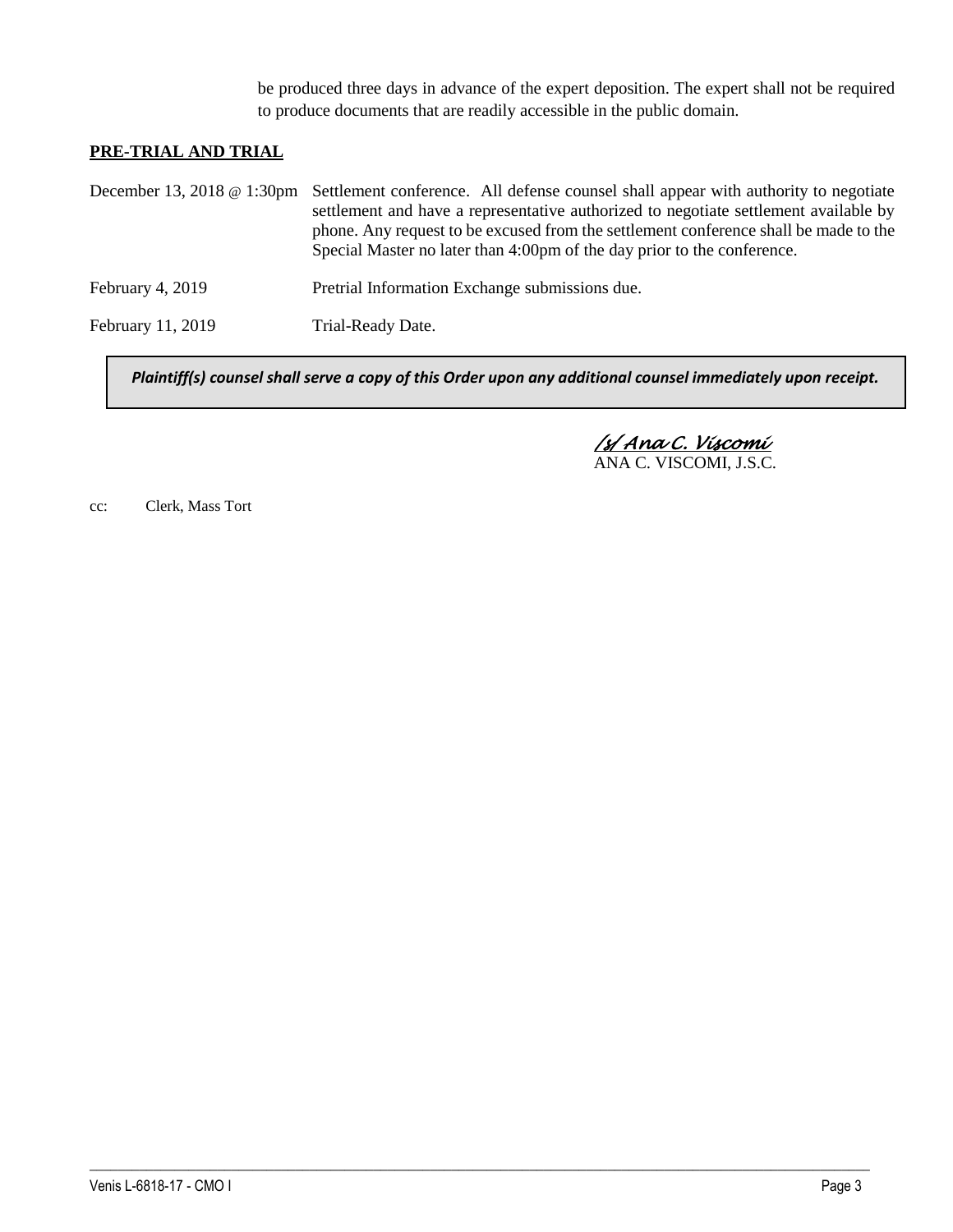be produced three days in advance of the expert deposition. The expert shall not be required to produce documents that are readily accessible in the public domain.

**PRE-TRIAL AND TRIAL**

| | |
|---|---|
| December 13, 2018 @ 1:30pm | Settlement conference. All defense counsel shall appear with authority to negotiate settlement and have a representative authorized to negotiate settlement available by phone. Any request to be excused from the settlement conference shall be made to the Special Master no later than 4:00pm of the day prior to the conference. |
| February 4, 2019 | Pretrial Information Exchange submissions due. |
| February 11, 2019 | Trial-Ready Date. |

***Plaintiff(s) counsel shall serve a copy of this Order upon any additional counsel immediately upon receipt.***

/s/ Ana C. Viscomi
ANA C. VISCOMI, J.S.C.

cc: Clerk, Mass Tort